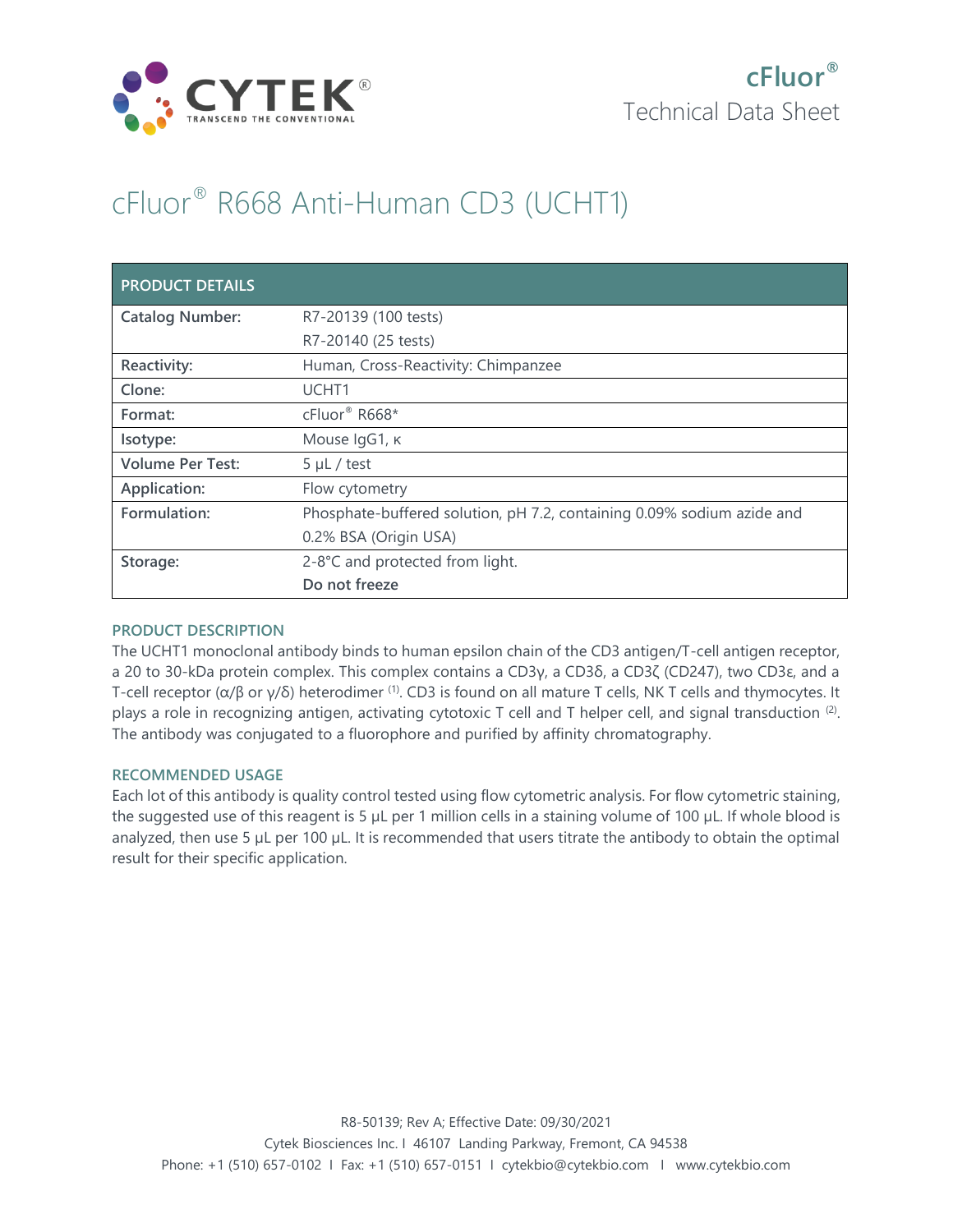cFluor®

Technical Data Sheet

# cFluor® R668 Anti-Human CD3 (UCHT1)

| PRODUCT DETAILS | |
|---|---|
| **Catalog Number:** | R7-20139 (100 tests)<br>R7-20140 (25 tests) |
| **Reactivity:** | Human, Cross-Reactivity: Chimpanzee |
| **Clone:** | UCHT1 |
| **Format:** | cFluor® R668* |
| **Isotype:** | Mouse IgG1, κ |
| **Volume Per Test:** | 5 µL / test |
| **Application:** | Flow cytometry |
| **Formulation:** | Phosphate-buffered solution, pH 7.2, containing 0.09% sodium azide and 0.2% BSA (Origin USA) |
| **Storage:** | 2-8°C and protected from light.<br>**Do not freeze** |

## PRODUCT DESCRIPTION

The UCHT1 monoclonal antibody binds to human epsilon chain of the CD3 antigen/T-cell antigen receptor, a 20 to 30-kDa protein complex. This complex contains a CD3γ, a CD3δ, a CD3ζ (CD247), two CD3ε, and a T-cell receptor (α/β or γ/δ) heterodimer [1]. CD3 is found on all mature T cells, NK T cells and thymocytes. It plays a role in recognizing antigen, activating cytotoxic T cell and T helper cell, and signal transduction [2]. The antibody was conjugated to a fluorophore and purified by affinity chromatography.

## RECOMMENDED USAGE

Each lot of this antibody is quality control tested using flow cytometric analysis. For flow cytometric staining, the suggested use of this reagent is 5 µL per 1 million cells in a staining volume of 100 µL. If whole blood is analyzed, then use 5 µL per 100 µL. It is recommended that users titrate the antibody to obtain the optimal result for their specific application.

R8-50139; Rev A; Effective Date: 09/30/2021

Cytek Biosciences Inc. I 46107 Landing Parkway, Fremont, CA 94538

Phone: +1 (510) 657-0102 I Fax: +1 (510) 657-0151 I cytekbio@cytekbio.com I www.cytekbio.com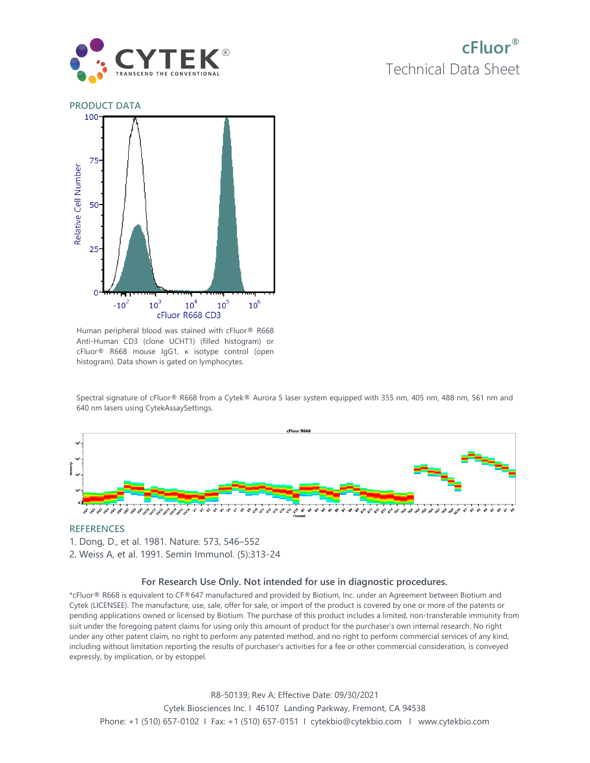## PRODUCT DATA

Relative Cell Number

100
75
50
25
0

$-10^2$ $10^3$ $10^4$ $10^5$ $10^6$

cFluor R668 CD3

Human peripheral blood was stained with cFluor® R668 Anti-Human CD3 (clone UCHT1) (filled histogram) or cFluor® R668 mouse IgG1, κ isotype control (open histogram). Data shown is gated on lymphocytes.

Spectral signature of cFluor® R668 from a Cytek® Aurora 5 laser system equipped with 355 nm, 405 nm, 488 nm, 561 nm and 640 nm lasers using CytekAssaySettings.

cFlour R668

Intensity

Channel

UV1 UV2 UV3 UV4 UV5 UV6 UV7 UV8 UV9 UV10 UV11 UV12 UV13 UV14 UV15 UV16 V1 V2 V3 V4 V5 V6 V7 V8 V9 V10 V11 V12 V13 V14 V15 V16 B1 B2 B3 B4 B5 B6 B7 B8 B9 B10 B11 B12 B13 B14 YG1 YG2 YG3 YG4 YG5 YG6 YG7 YG8 YG9 YG10 R1 R2 R3 R4 R5 R6 R7 R8

## REFERENCES

1. Dong, D., et al. 1981. Nature. 573, 546–552
2. Weiss A, et al. 1991. Semin Immunol. (5):313-24

**For Research Use Only. Not intended for use in diagnostic procedures.**

*cFluor® R668 is equivalent to CF®647 manufactured and provided by Biotium, Inc. under an Agreement between Biotium and Cytek (LICENSEE). The manufacture, use, sale, offer for sale, or import of the product is covered by one or more of the patents or pending applications owned or licensed by Biotium. The purchase of this product includes a limited, non-transferable immunity from suit under the foregoing patent claims for using only this amount of product for the purchaser's own internal research. No right under any other patent claim, no right to perform any patented method, and no right to perform commercial services of any kind, including without limitation reporting the results of purchaser's activities for a fee or other commercial consideration, is conveyed expressly, by implication, or by estoppel.

R8-50139; Rev A; Effective Date: 09/30/2021

Cytek Biosciences Inc. I 46107 Landing Parkway, Fremont, CA 94538

Phone: +1 (510) 657-0102 I Fax: +1 (510) 657-0151 I cytekbio@cytekbio.com I www.cytekbio.com